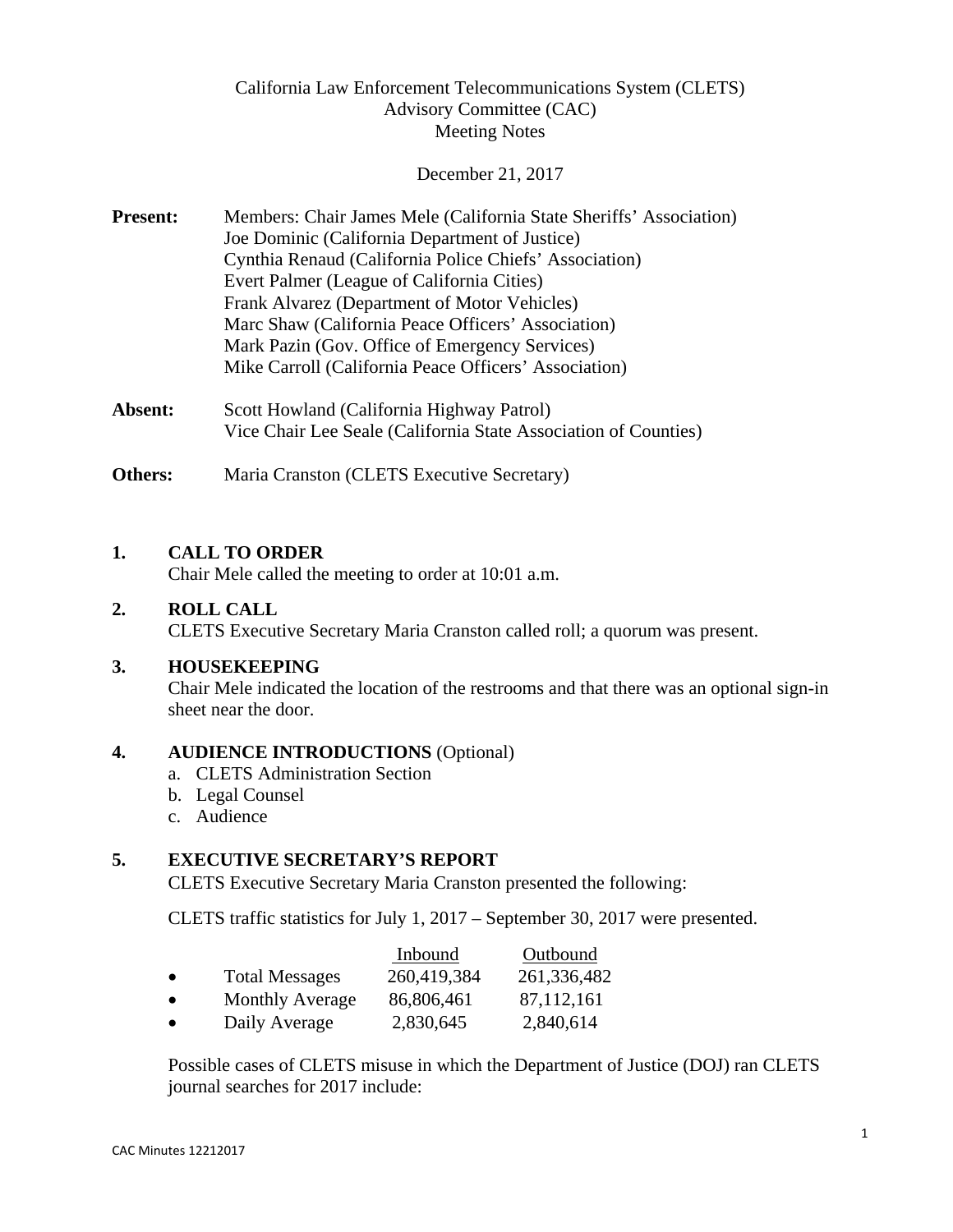# California Law Enforcement Telecommunications System (CLETS)
# Advisory Committee (CAC)
# Meeting Notes

December 21, 2017

**Present:** Members: Chair James Mele (California State Sheriffs' Association)
Joe Dominic (California Department of Justice)
Cynthia Renaud (California Police Chiefs' Association)
Evert Palmer (League of California Cities)
Frank Alvarez (Department of Motor Vehicles)
Marc Shaw (California Peace Officers' Association)
Mark Pazin (Gov. Office of Emergency Services)
Mike Carroll (California Peace Officers' Association)

**Absent:** Scott Howland (California Highway Patrol)
Vice Chair Lee Seale (California State Association of Counties)

**Others:** Maria Cranston (CLETS Executive Secretary)

## 1. CALL TO ORDER

Chair Mele called the meeting to order at 10:01 a.m.

## 2. ROLL CALL

CLETS Executive Secretary Maria Cranston called roll; a quorum was present.

## 3. HOUSEKEEPING

Chair Mele indicated the location of the restrooms and that there was an optional sign-in sheet near the door.

## 4. AUDIENCE INTRODUCTIONS (Optional)

a. CLETS Administration Section
b. Legal Counsel
c. Audience

## 5. EXECUTIVE SECRETARY'S REPORT

CLETS Executive Secretary Maria Cranston presented the following:

CLETS traffic statistics for July 1, 2017 – September 30, 2017 were presented.

| | Inbound | Outbound |
|---|---|---|
| • Total Messages | 260,419,384 | 261,336,482 |
| • Monthly Average | 86,806,461 | 87,112,161 |
| • Daily Average | 2,830,645 | 2,840,614 |

Possible cases of CLETS misuse in which the Department of Justice (DOJ) ran CLETS journal searches for 2017 include: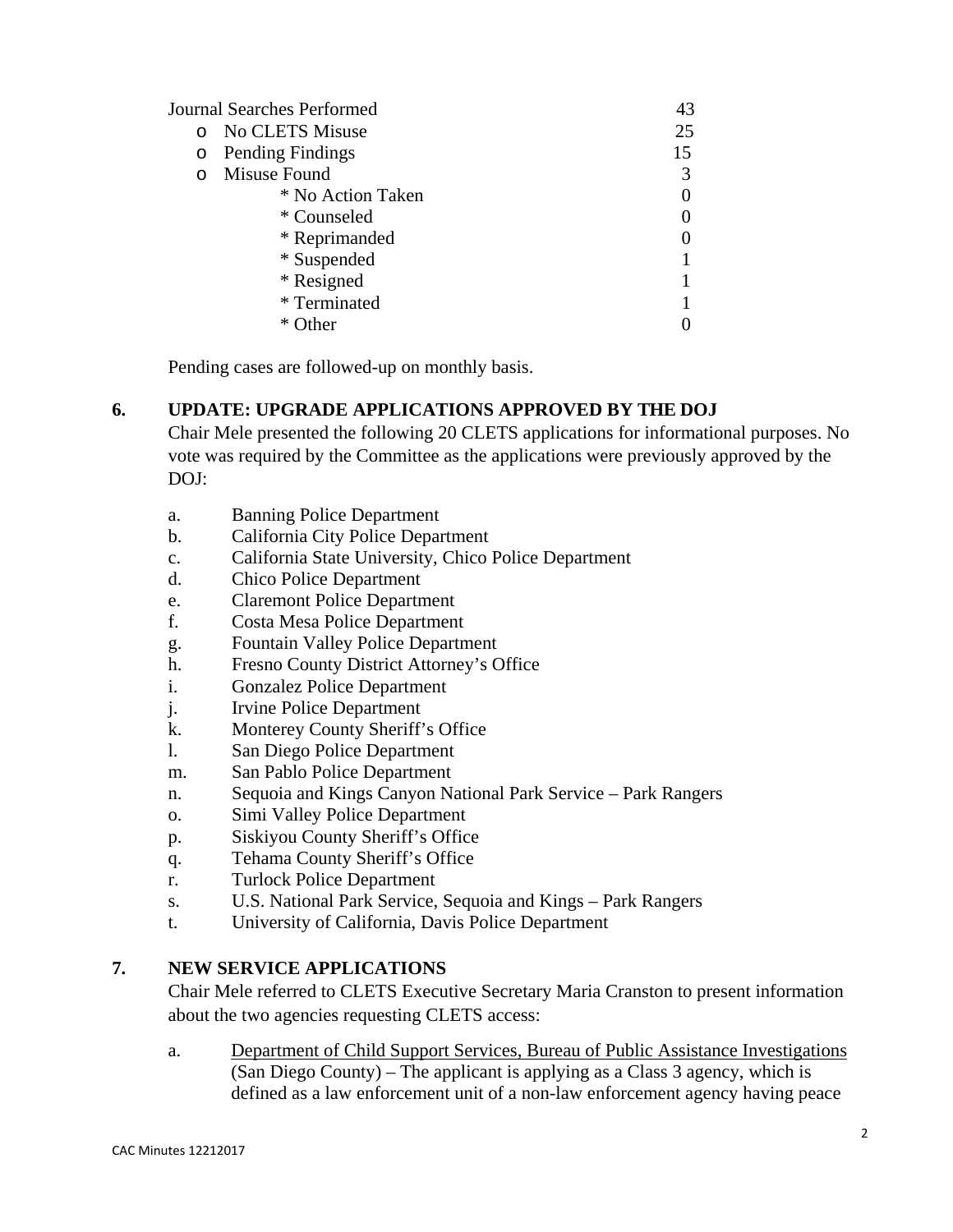Journal Searches Performed 43

- No CLETS Misuse 25
- Pending Findings 15
- Misuse Found 3
  - * No Action Taken 0
  - * Counseled 0
  - * Reprimanded 0
  - * Suspended 1
  - * Resigned 1
  - * Terminated 1
  - * Other 0

Pending cases are followed-up on monthly basis.

## 6. UPDATE: UPGRADE APPLICATIONS APPROVED BY THE DOJ

Chair Mele presented the following 20 CLETS applications for informational purposes. No vote was required by the Committee as the applications were previously approved by the DOJ:

a. Banning Police Department
b. California City Police Department
c. California State University, Chico Police Department
d. Chico Police Department
e. Claremont Police Department
f. Costa Mesa Police Department
g. Fountain Valley Police Department
h. Fresno County District Attorney's Office
i. Gonzalez Police Department
j. Irvine Police Department
k. Monterey County Sheriff's Office
l. San Diego Police Department
m. San Pablo Police Department
n. Sequoia and Kings Canyon National Park Service – Park Rangers
o. Simi Valley Police Department
p. Siskiyou County Sheriff's Office
q. Tehama County Sheriff's Office
r. Turlock Police Department
s. U.S. National Park Service, Sequoia and Kings – Park Rangers
t. University of California, Davis Police Department

## 7. NEW SERVICE APPLICATIONS

Chair Mele referred to CLETS Executive Secretary Maria Cranston to present information about the two agencies requesting CLETS access:

a. Department of Child Support Services, Bureau of Public Assistance Investigations (San Diego County) – The applicant is applying as a Class 3 agency, which is defined as a law enforcement unit of a non-law enforcement agency having peace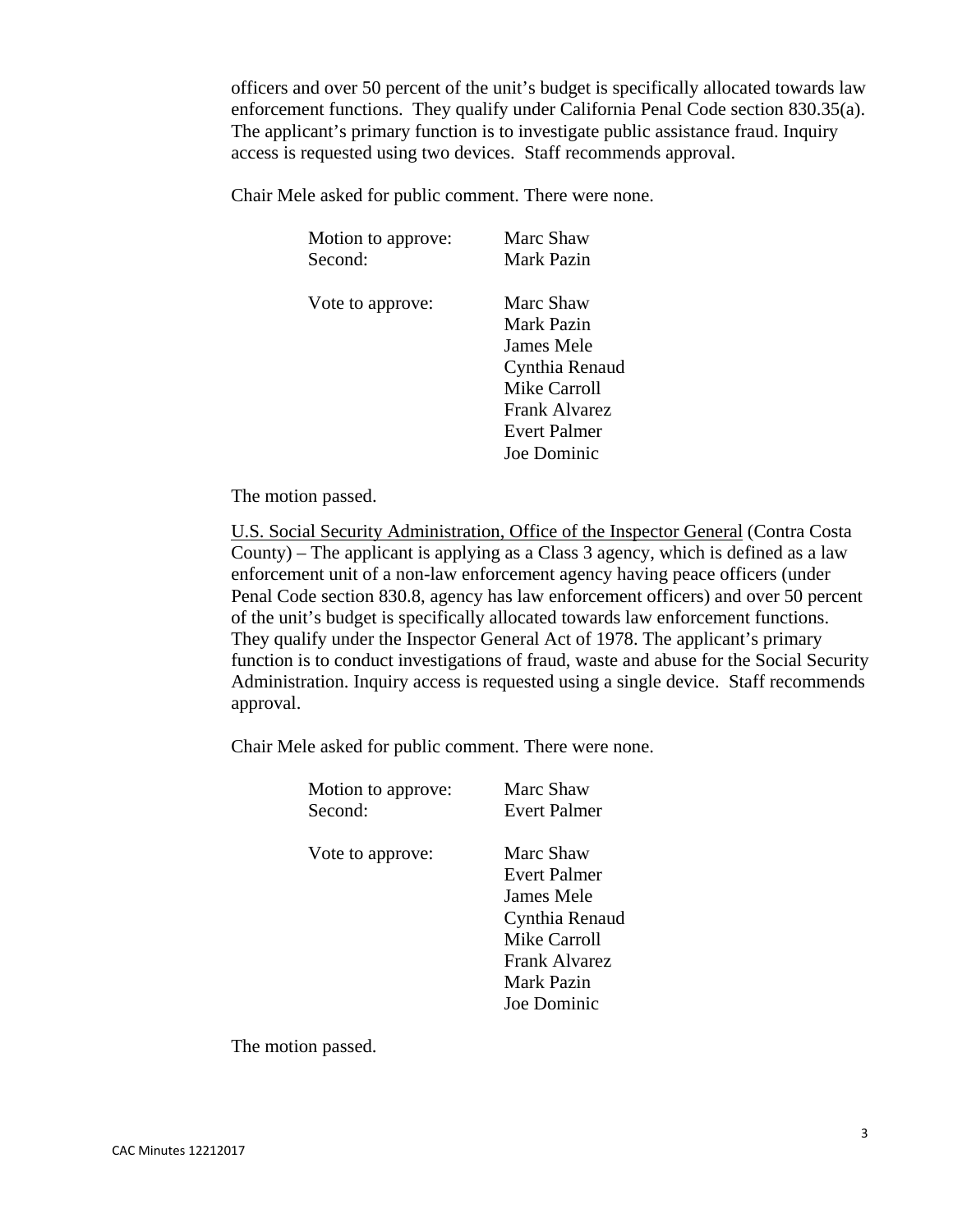officers and over 50 percent of the unit's budget is specifically allocated towards law enforcement functions. They qualify under California Penal Code section 830.35(a). The applicant's primary function is to investigate public assistance fraud. Inquiry access is requested using two devices. Staff recommends approval.

Chair Mele asked for public comment. There were none.

| | |
|---|---|
| Motion to approve: | Marc Shaw |
| Second: | Mark Pazin |
| | |
| Vote to approve: | Marc Shaw |
| | Mark Pazin |
| | James Mele |
| | Cynthia Renaud |
| | Mike Carroll |
| | Frank Alvarez |
| | Evert Palmer |
| | Joe Dominic |

The motion passed.

<u>U.S. Social Security Administration, Office of the Inspector General</u> (Contra Costa County) – The applicant is applying as a Class 3 agency, which is defined as a law enforcement unit of a non-law enforcement agency having peace officers (under Penal Code section 830.8, agency has law enforcement officers) and over 50 percent of the unit's budget is specifically allocated towards law enforcement functions. They qualify under the Inspector General Act of 1978. The applicant's primary function is to conduct investigations of fraud, waste and abuse for the Social Security Administration. Inquiry access is requested using a single device. Staff recommends approval.

Chair Mele asked for public comment. There were none.

| | |
|---|---|
| Motion to approve: | Marc Shaw |
| Second: | Evert Palmer |
| | |
| Vote to approve: | Marc Shaw |
| | Evert Palmer |
| | James Mele |
| | Cynthia Renaud |
| | Mike Carroll |
| | Frank Alvarez |
| | Mark Pazin |
| | Joe Dominic |

The motion passed.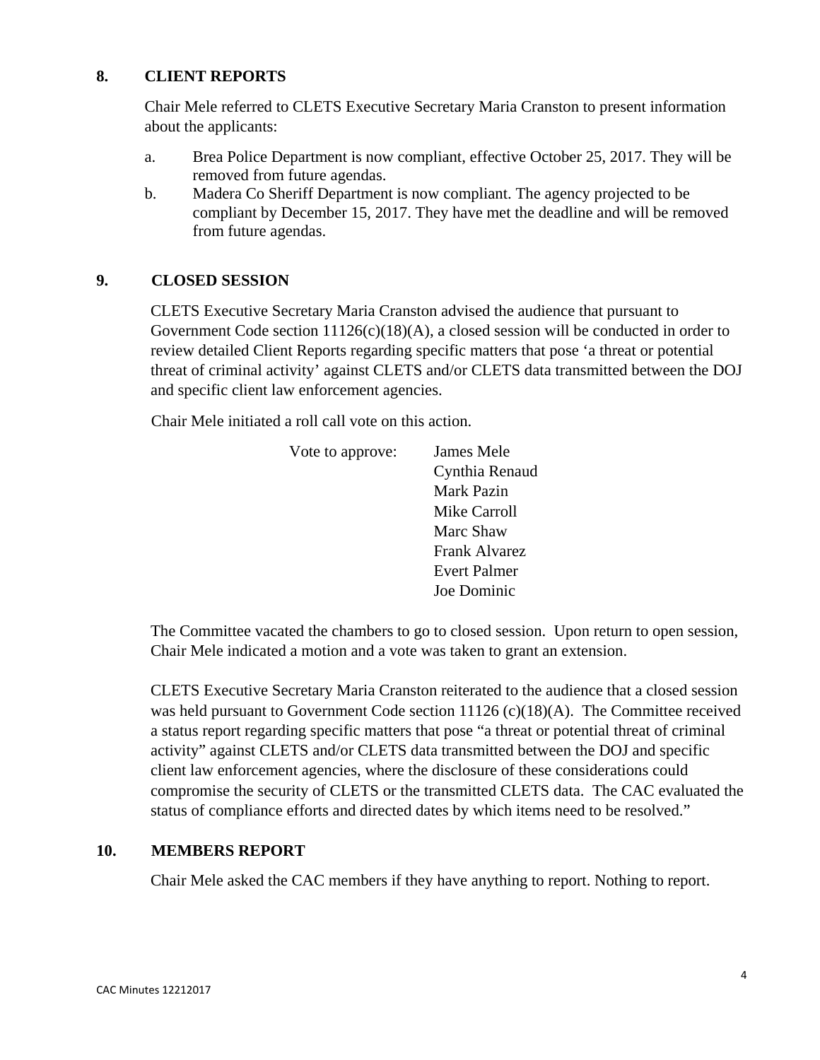## 8. CLIENT REPORTS

Chair Mele referred to CLETS Executive Secretary Maria Cranston to present information about the applicants:

a. Brea Police Department is now compliant, effective October 25, 2017. They will be removed from future agendas.

b. Madera Co Sheriff Department is now compliant. The agency projected to be compliant by December 15, 2017. They have met the deadline and will be removed from future agendas.

## 9. CLOSED SESSION

CLETS Executive Secretary Maria Cranston advised the audience that pursuant to Government Code section 11126(c)(18)(A), a closed session will be conducted in order to review detailed Client Reports regarding specific matters that pose ‘a threat or potential threat of criminal activity’ against CLETS and/or CLETS data transmitted between the DOJ and specific client law enforcement agencies.

Chair Mele initiated a roll call vote on this action.

Vote to approve:
- James Mele
- Cynthia Renaud
- Mark Pazin
- Mike Carroll
- Marc Shaw
- Frank Alvarez
- Evert Palmer
- Joe Dominic

The Committee vacated the chambers to go to closed session. Upon return to open session, Chair Mele indicated a motion and a vote was taken to grant an extension.

CLETS Executive Secretary Maria Cranston reiterated to the audience that a closed session was held pursuant to Government Code section 11126 (c)(18)(A). The Committee received a status report regarding specific matters that pose “a threat or potential threat of criminal activity” against CLETS and/or CLETS data transmitted between the DOJ and specific client law enforcement agencies, where the disclosure of these considerations could compromise the security of CLETS or the transmitted CLETS data. The CAC evaluated the status of compliance efforts and directed dates by which items need to be resolved.”

## 10. MEMBERS REPORT

Chair Mele asked the CAC members if they have anything to report. Nothing to report.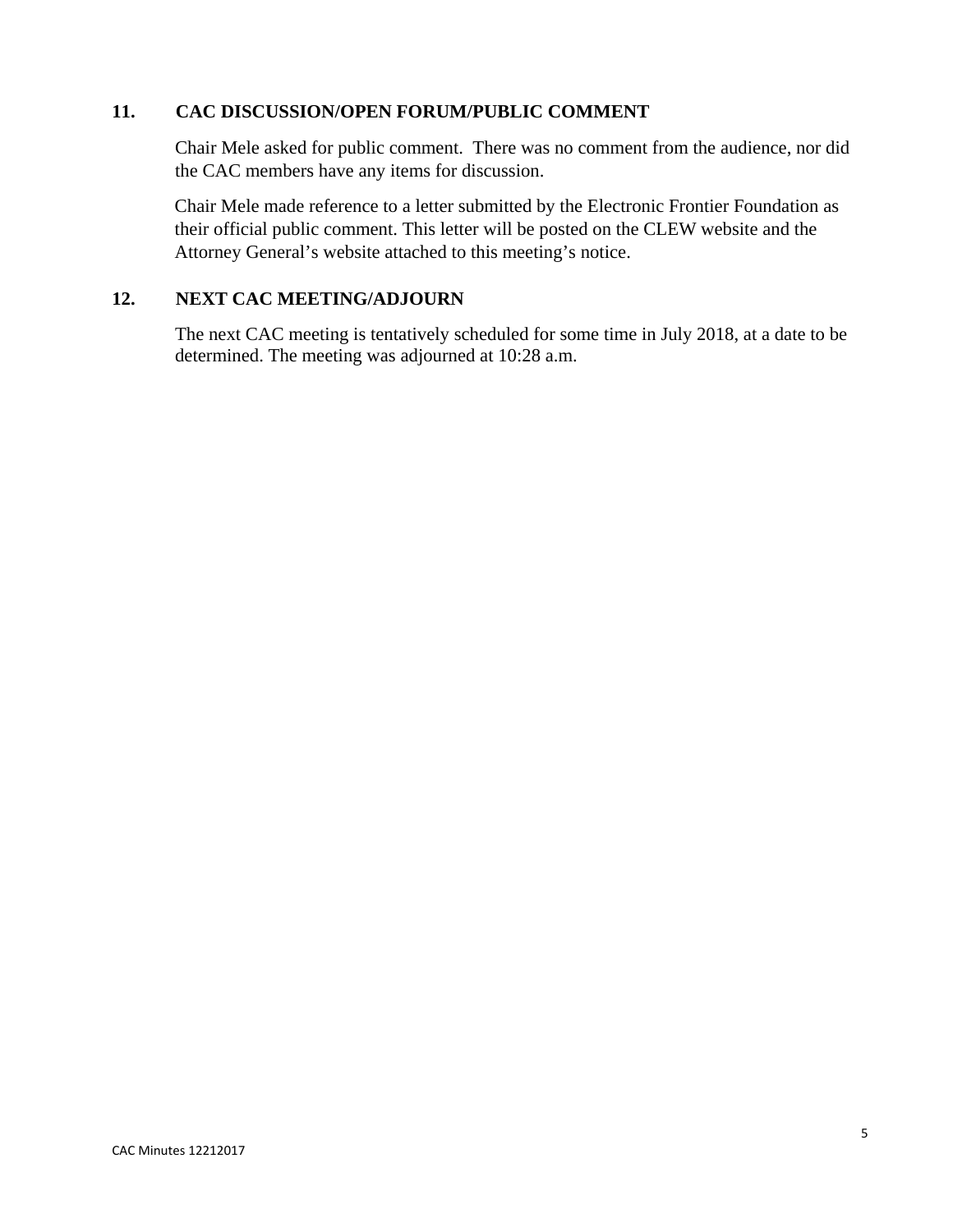## 11. CAC DISCUSSION/OPEN FORUM/PUBLIC COMMENT

Chair Mele asked for public comment. There was no comment from the audience, nor did the CAC members have any items for discussion.

Chair Mele made reference to a letter submitted by the Electronic Frontier Foundation as their official public comment. This letter will be posted on the CLEW website and the Attorney General's website attached to this meeting's notice.

## 12. NEXT CAC MEETING/ADJOURN

The next CAC meeting is tentatively scheduled for some time in July 2018, at a date to be determined. The meeting was adjourned at 10:28 a.m.